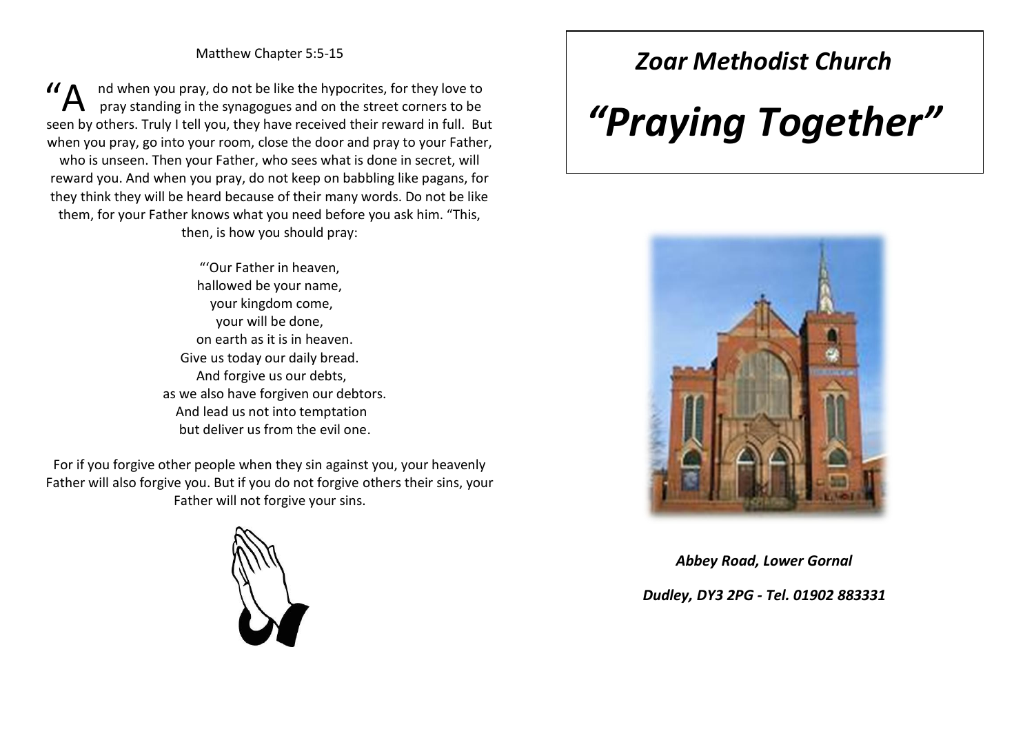Matthew Chapter 5:5-15

"And when you pray, do not be like the hypocrites, for they love to pray standing in the synagogues and on the street corners to be seen by others. Truly I tell you, they have received their reward in full. But when you pray, go into your room, close the door and pray to your Father, who is unseen. Then your Father, who sees what is done in secret, will reward you. And when you pray, do not keep on babbling like pagans, for they think they will be heard because of their many words. Do not be like them, for your Father knows what you need before you ask him. "This, then, is how you should pray:

"'Our Father in heaven,
hallowed be your name,
your kingdom come,
your will be done,
on earth as it is in heaven.
Give us today our daily bread.
And forgive us our debts,
as we also have forgiven our debtors.
And lead us not into temptation
but deliver us from the evil one.

For if you forgive other people when they sin against you, your heavenly Father will also forgive you. But if you do not forgive others their sins, your Father will not forgive your sins.

# *Zoar Methodist Church*

# *"Praying Together"*

*Abbey Road, Lower Gornal*

*Dudley, DY3 2PG - Tel. 01902 883331*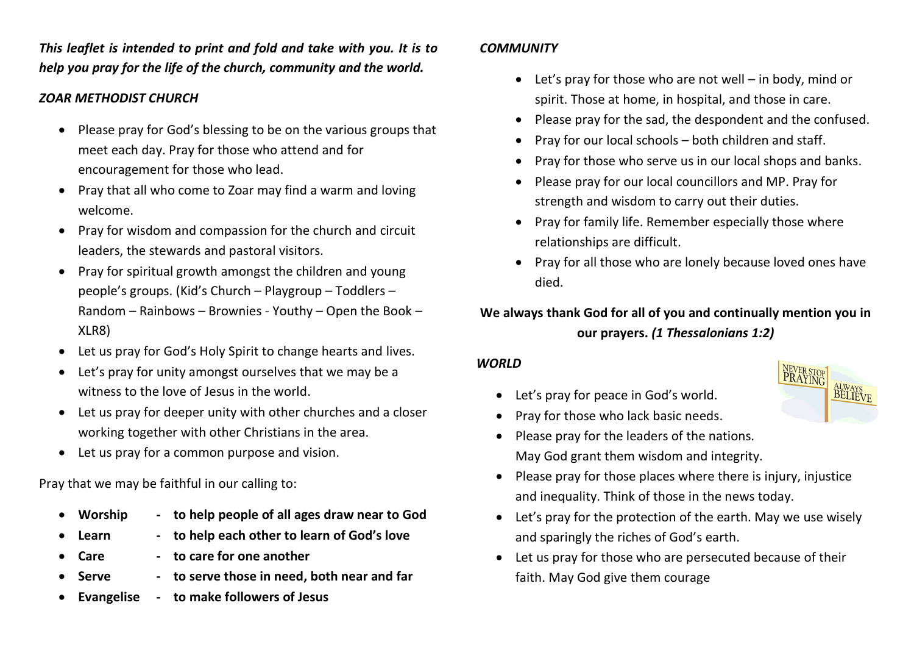***This leaflet is intended to print and fold and take with you. It is to help you pray for the life of the church, community and the world.***

## *ZOAR METHODIST CHURCH*

- Please pray for God's blessing to be on the various groups that meet each day. Pray for those who attend and for encouragement for those who lead.
- Pray that all who come to Zoar may find a warm and loving welcome.
- Pray for wisdom and compassion for the church and circuit leaders, the stewards and pastoral visitors.
- Pray for spiritual growth amongst the children and young people's groups. (Kid's Church – Playgroup – Toddlers – Random – Rainbows – Brownies - Youthy – Open the Book – XLR8)
- Let us pray for God's Holy Spirit to change hearts and lives.
- Let's pray for unity amongst ourselves that we may be a witness to the love of Jesus in the world.
- Let us pray for deeper unity with other churches and a closer working together with other Christians in the area.
- Let us pray for a common purpose and vision.

Pray that we may be faithful in our calling to:

- **Worship - to help people of all ages draw near to God**
- **Learn - to help each other to learn of God's love**
- **Care - to care for one another**
- **Serve - to serve those in need, both near and far**
- **Evangelise - to make followers of Jesus**

## *COMMUNITY*

- Let's pray for those who are not well – in body, mind or spirit. Those at home, in hospital, and those in care.
- Please pray for the sad, the despondent and the confused.
- Pray for our local schools – both children and staff.
- Pray for those who serve us in our local shops and banks.
- Please pray for our local councillors and MP. Pray for strength and wisdom to carry out their duties.
- Pray for family life. Remember especially those where relationships are difficult.
- Pray for all those who are lonely because loved ones have died.

**We always thank God for all of you and continually mention you in our prayers.** ***(1 Thessalonians 1:2)***

## *WORLD*

- Let's pray for peace in God's world.
- Pray for those who lack basic needs.
- Please pray for the leaders of the nations. May God grant them wisdom and integrity.
- Please pray for those places where there is injury, injustice and inequality. Think of those in the news today.
- Let's pray for the protection of the earth. May we use wisely and sparingly the riches of God's earth.
- Let us pray for those who are persecuted because of their faith. May God give them courage